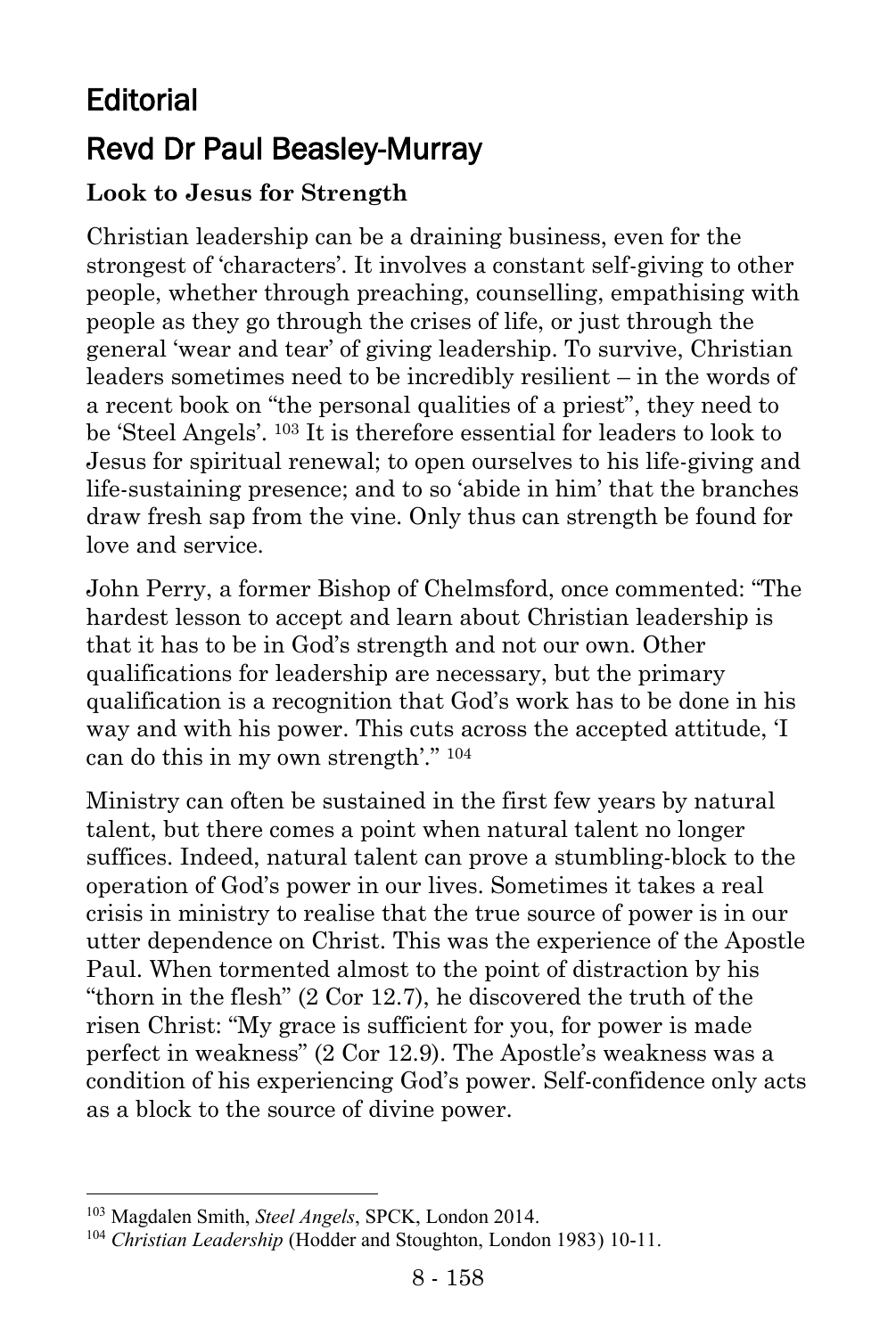# Editorial

# Revd Dr Paul Beasley-Murray

**Look to Jesus for Strength**

Christian leadership can be a draining business, even for the strongest of 'characters'. It involves a constant self-giving to other people, whether through preaching, counselling, empathising with people as they go through the crises of life, or just through the general 'wear and tear' of giving leadership. To survive, Christian leaders sometimes need to be incredibly resilient – in the words of a recent book on "the personal qualities of a priest", they need to be 'Steel Angels'. [103] It is therefore essential for leaders to look to Jesus for spiritual renewal; to open ourselves to his life-giving and life-sustaining presence; and to so 'abide in him' that the branches draw fresh sap from the vine. Only thus can strength be found for love and service.

John Perry, a former Bishop of Chelmsford, once commented: "The hardest lesson to accept and learn about Christian leadership is that it has to be in God's strength and not our own. Other qualifications for leadership are necessary, but the primary qualification is a recognition that God's work has to be done in his way and with his power. This cuts across the accepted attitude, 'I can do this in my own strength'." [104]

Ministry can often be sustained in the first few years by natural talent, but there comes a point when natural talent no longer suffices. Indeed, natural talent can prove a stumbling-block to the operation of God's power in our lives. Sometimes it takes a real crisis in ministry to realise that the true source of power is in our utter dependence on Christ. This was the experience of the Apostle Paul. When tormented almost to the point of distraction by his "thorn in the flesh" (2 Cor 12.7), he discovered the truth of the risen Christ: "My grace is sufficient for you, for power is made perfect in weakness" (2 Cor 12.9). The Apostle's weakness was a condition of his experiencing God's power. Self-confidence only acts as a block to the source of divine power.

---

[103] Magdalen Smith, *Steel Angels*, SPCK, London 2014.

[104] *Christian Leadership* (Hodder and Stoughton, London 1983) 10-11.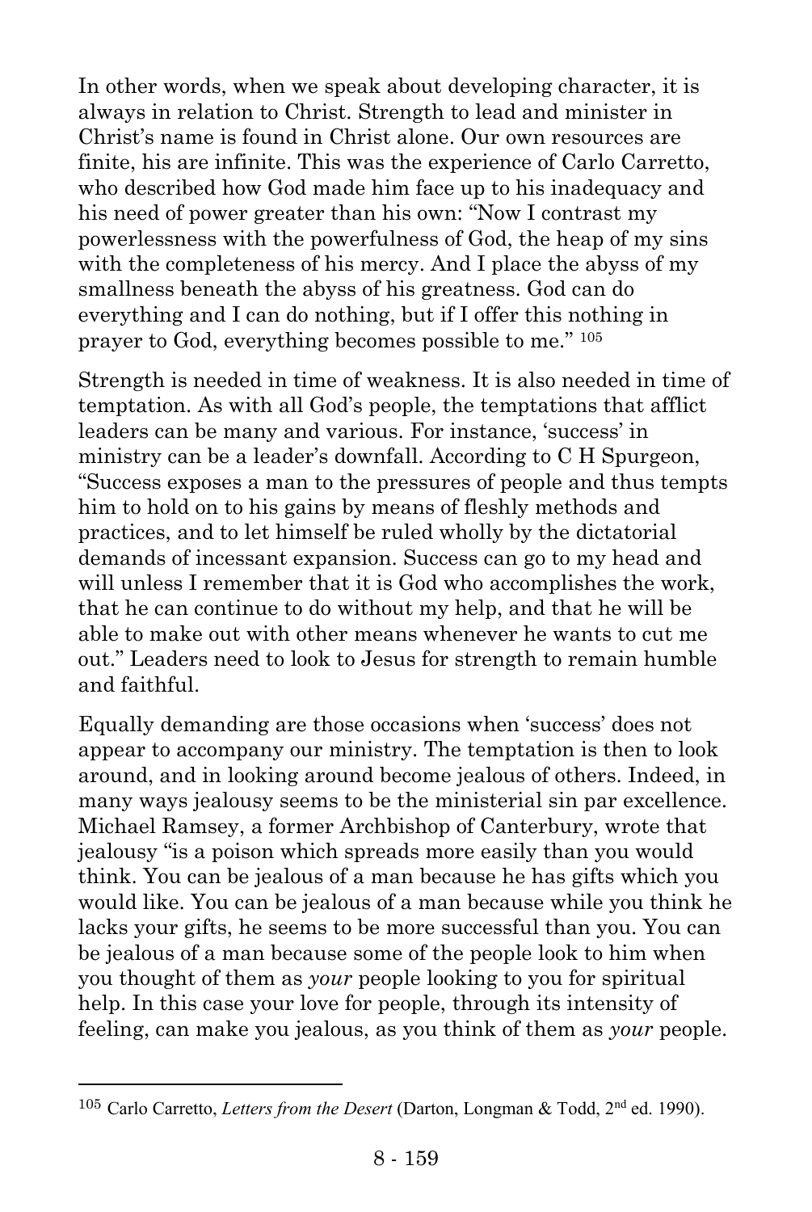In other words, when we speak about developing character, it is always in relation to Christ. Strength to lead and minister in Christ's name is found in Christ alone. Our own resources are finite, his are infinite. This was the experience of Carlo Carretto, who described how God made him face up to his inadequacy and his need of power greater than his own: "Now I contrast my powerlessness with the powerfulness of God, the heap of my sins with the completeness of his mercy. And I place the abyss of my smallness beneath the abyss of his greatness. God can do everything and I can do nothing, but if I offer this nothing in prayer to God, everything becomes possible to me." [105]

Strength is needed in time of weakness. It is also needed in time of temptation. As with all God's people, the temptations that afflict leaders can be many and various. For instance, 'success' in ministry can be a leader's downfall. According to C H Spurgeon, "Success exposes a man to the pressures of people and thus tempts him to hold on to his gains by means of fleshly methods and practices, and to let himself be ruled wholly by the dictatorial demands of incessant expansion. Success can go to my head and will unless I remember that it is God who accomplishes the work, that he can continue to do without my help, and that he will be able to make out with other means whenever he wants to cut me out." Leaders need to look to Jesus for strength to remain humble and faithful.

Equally demanding are those occasions when 'success' does not appear to accompany our ministry. The temptation is then to look around, and in looking around become jealous of others. Indeed, in many ways jealousy seems to be the ministerial sin par excellence. Michael Ramsey, a former Archbishop of Canterbury, wrote that jealousy "is a poison which spreads more easily than you would think. You can be jealous of a man because he has gifts which you would like. You can be jealous of a man because while you think he lacks your gifts, he seems to be more successful than you. You can be jealous of a man because some of the people look to him when you thought of them as *your* people looking to you for spiritual help. In this case your love for people, through its intensity of feeling, can make you jealous, as you think of them as *your* people.

---

[105] Carlo Carretto, *Letters from the Desert* (Darton, Longman & Todd, 2nd ed. 1990).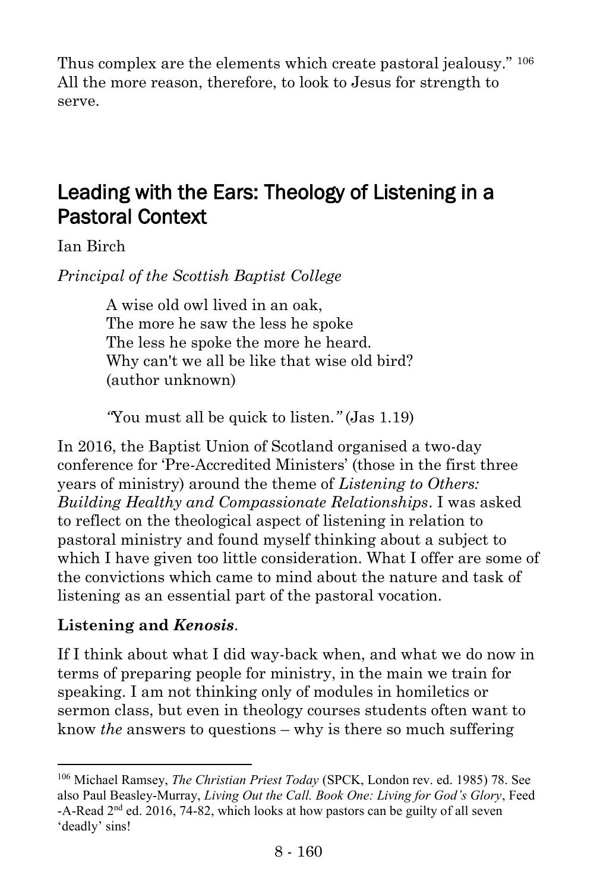Thus complex are the elements which create pastoral jealousy."[106] All the more reason, therefore, to look to Jesus for strength to serve.

## Leading with the Ears: Theology of Listening in a Pastoral Context

Ian Birch

*Principal of the Scottish Baptist College*

> A wise old owl lived in an oak,
> The more he saw the less he spoke
> The less he spoke the more he heard.
> Why can't we all be like that wise old bird?
> (author unknown)
>
> "You must all be quick to listen." (Jas 1.19)

In 2016, the Baptist Union of Scotland organised a two-day conference for 'Pre-Accredited Ministers' (those in the first three years of ministry) around the theme of *Listening to Others: Building Healthy and Compassionate Relationships*. I was asked to reflect on the theological aspect of listening in relation to pastoral ministry and found myself thinking about a subject to which I have given too little consideration. What I offer are some of the convictions which came to mind about the nature and task of listening as an essential part of the pastoral vocation.

**Listening and *Kenosis*.**

If I think about what I did way-back when, and what we do now in terms of preparing people for ministry, in the main we train for speaking. I am not thinking only of modules in homiletics or sermon class, but even in theology courses students often want to know *the* answers to questions – why is there so much suffering

---

[106] Michael Ramsey, *The Christian Priest Today* (SPCK, London rev. ed. 1985) 78. See also Paul Beasley-Murray, *Living Out the Call. Book One: Living for God's Glory*, Feed-A-Read 2nd ed. 2016, 74-82, which looks at how pastors can be guilty of all seven 'deadly' sins!